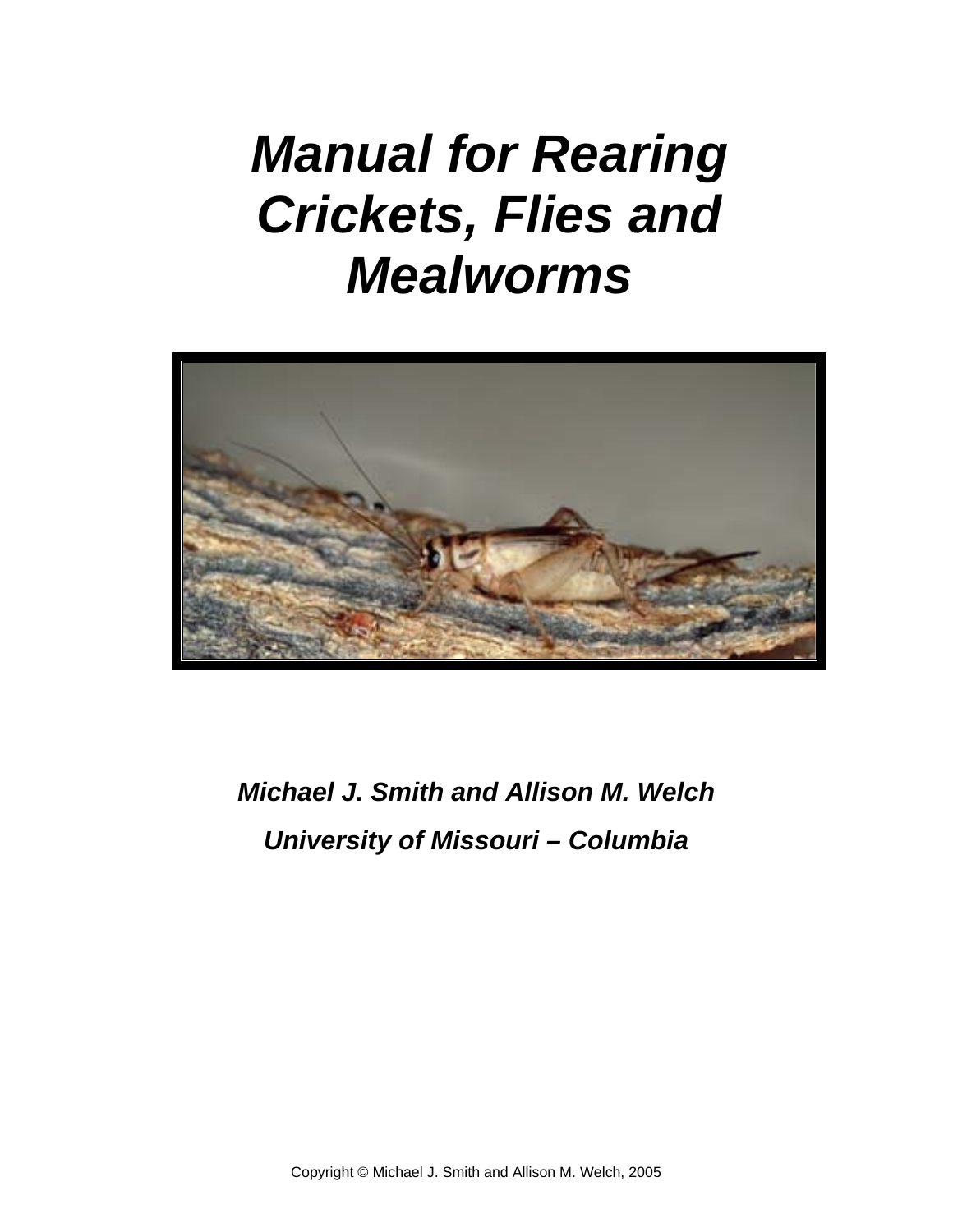# *Manual for Rearing Crickets, Flies and Mealworms*

***Michael J. Smith and Allison M. Welch***

***University of Missouri – Columbia***

Copyright © Michael J. Smith and Allison M. Welch, 2005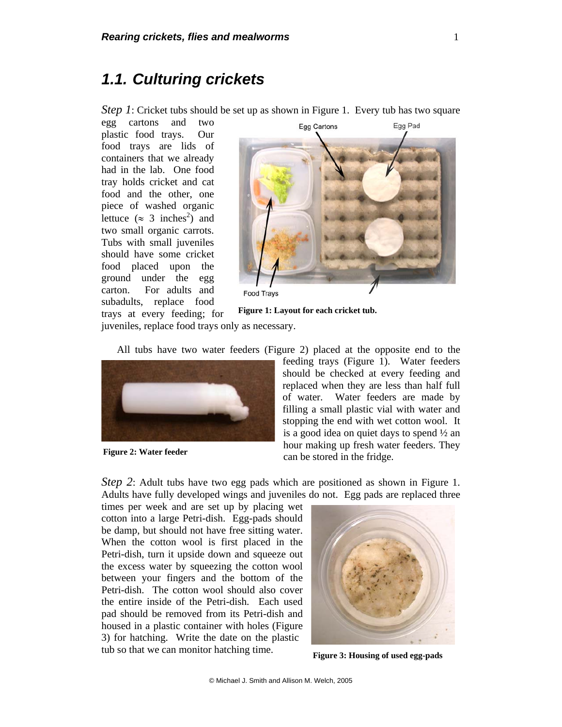## 1.1. Culturing crickets

*Step 1*: Cricket tubs should be set up as shown in Figure 1. Every tub has two square egg cartons and two plastic food trays. Our food trays are lids of containers that we already had in the lab. One food tray holds cricket and cat food and the other, one piece of washed organic lettuce (≈ 3 inches$^2$) and two small organic carrots. Tubs with small juveniles should have some cricket food placed upon the ground under the egg carton. For adults and subadults, replace food trays at every feeding; for juveniles, replace food trays only as necessary.

**Figure 1: Layout for each cricket tub.**

All tubs have two water feeders (Figure 2) placed at the opposite end to the feeding trays (Figure 1). Water feeders should be checked at every feeding and replaced when they are less than half full of water. Water feeders are made by filling a small plastic vial with water and stopping the end with wet cotton wool. It is a good idea on quiet days to spend ½ an hour making up fresh water feeders. They can be stored in the fridge.

**Figure 2: Water feeder**

*Step 2*: Adult tubs have two egg pads which are positioned as shown in Figure 1. Adults have fully developed wings and juveniles do not. Egg pads are replaced three times per week and are set up by placing wet cotton into a large Petri-dish. Egg-pads should be damp, but should not have free sitting water. When the cotton wool is first placed in the Petri-dish, turn it upside down and squeeze out the excess water by squeezing the cotton wool between your fingers and the bottom of the Petri-dish. The cotton wool should also cover the entire inside of the Petri-dish. Each used pad should be removed from its Petri-dish and housed in a plastic container with holes (Figure 3) for hatching. Write the date on the plastic tub so that we can monitor hatching time.

**Figure 3: Housing of used egg-pads**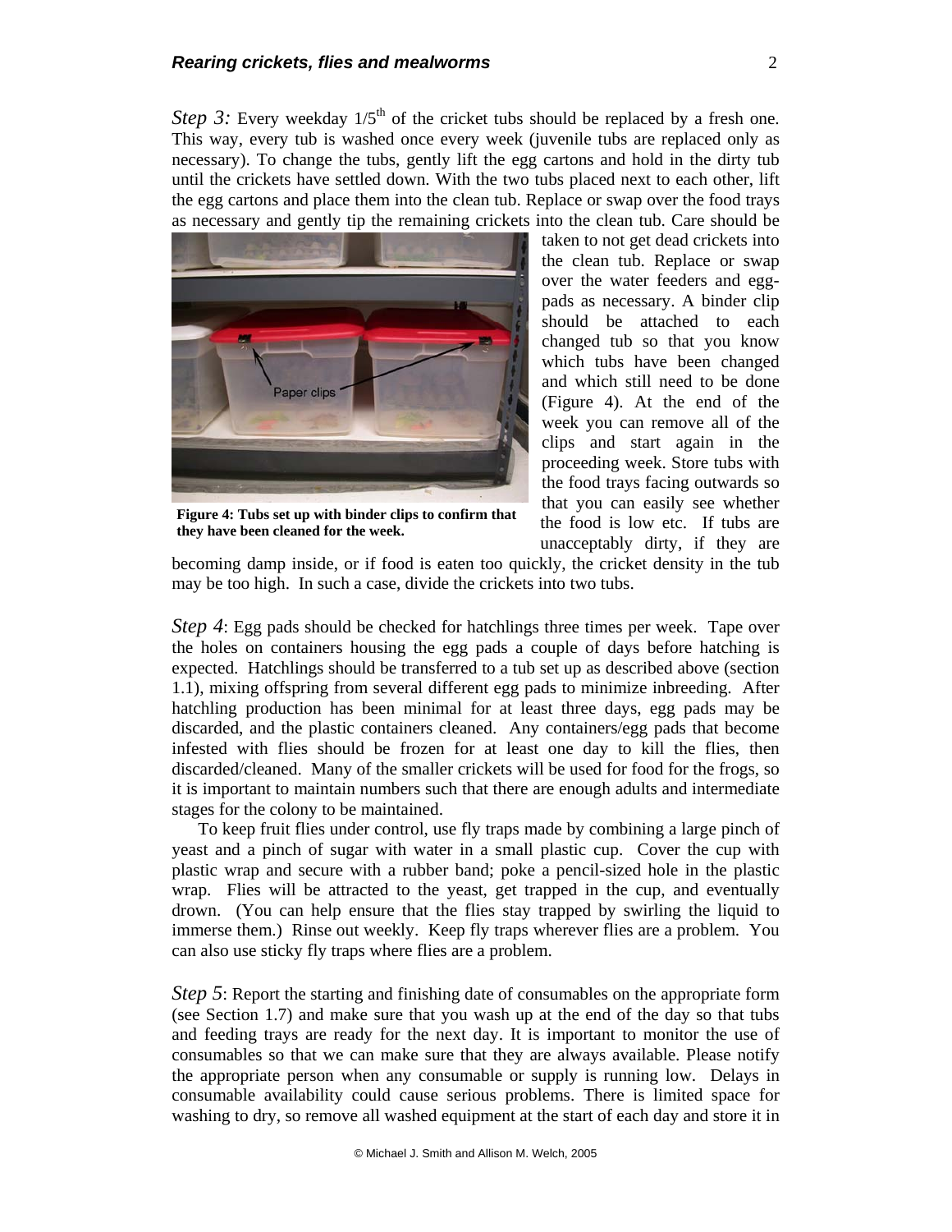*Step 3:* Every weekday $1/5^{th}$ of the cricket tubs should be replaced by a fresh one. This way, every tub is washed once every week (juvenile tubs are replaced only as necessary). To change the tubs, gently lift the egg cartons and hold in the dirty tub until the crickets have settled down. With the two tubs placed next to each other, lift the egg cartons and place them into the clean tub. Replace or swap over the food trays as necessary and gently tip the remaining crickets into the clean tub. Care should be taken to not get dead crickets into the clean tub. Replace or swap over the water feeders and egg-pads as necessary. A binder clip should be attached to each changed tub so that you know which tubs have been changed and which still need to be done (Figure 4). At the end of the week you can remove all of the clips and start again in the proceeding week. Store tubs with the food trays facing outwards so that you can easily see whether the food is low etc. If tubs are unacceptably dirty, if they are becoming damp inside, or if food is eaten too quickly, the cricket density in the tub may be too high. In such a case, divide the crickets into two tubs.

**Figure 4: Tubs set up with binder clips to confirm that they have been cleaned for the week.**

*Step 4*: Egg pads should be checked for hatchlings three times per week. Tape over the holes on containers housing the egg pads a couple of days before hatching is expected. Hatchlings should be transferred to a tub set up as described above (section 1.1), mixing offspring from several different egg pads to minimize inbreeding. After hatchling production has been minimal for at least three days, egg pads may be discarded, and the plastic containers cleaned. Any containers/egg pads that become infested with flies should be frozen for at least one day to kill the flies, then discarded/cleaned. Many of the smaller crickets will be used for food for the frogs, so it is important to maintain numbers such that there are enough adults and intermediate stages for the colony to be maintained.

To keep fruit flies under control, use fly traps made by combining a large pinch of yeast and a pinch of sugar with water in a small plastic cup. Cover the cup with plastic wrap and secure with a rubber band; poke a pencil-sized hole in the plastic wrap. Flies will be attracted to the yeast, get trapped in the cup, and eventually drown. (You can help ensure that the flies stay trapped by swirling the liquid to immerse them.) Rinse out weekly. Keep fly traps wherever flies are a problem. You can also use sticky fly traps where flies are a problem.

*Step 5*: Report the starting and finishing date of consumables on the appropriate form (see Section 1.7) and make sure that you wash up at the end of the day so that tubs and feeding trays are ready for the next day. It is important to monitor the use of consumables so that we can make sure that they are always available. Please notify the appropriate person when any consumable or supply is running low. Delays in consumable availability could cause serious problems. There is limited space for washing to dry, so remove all washed equipment at the start of each day and store it in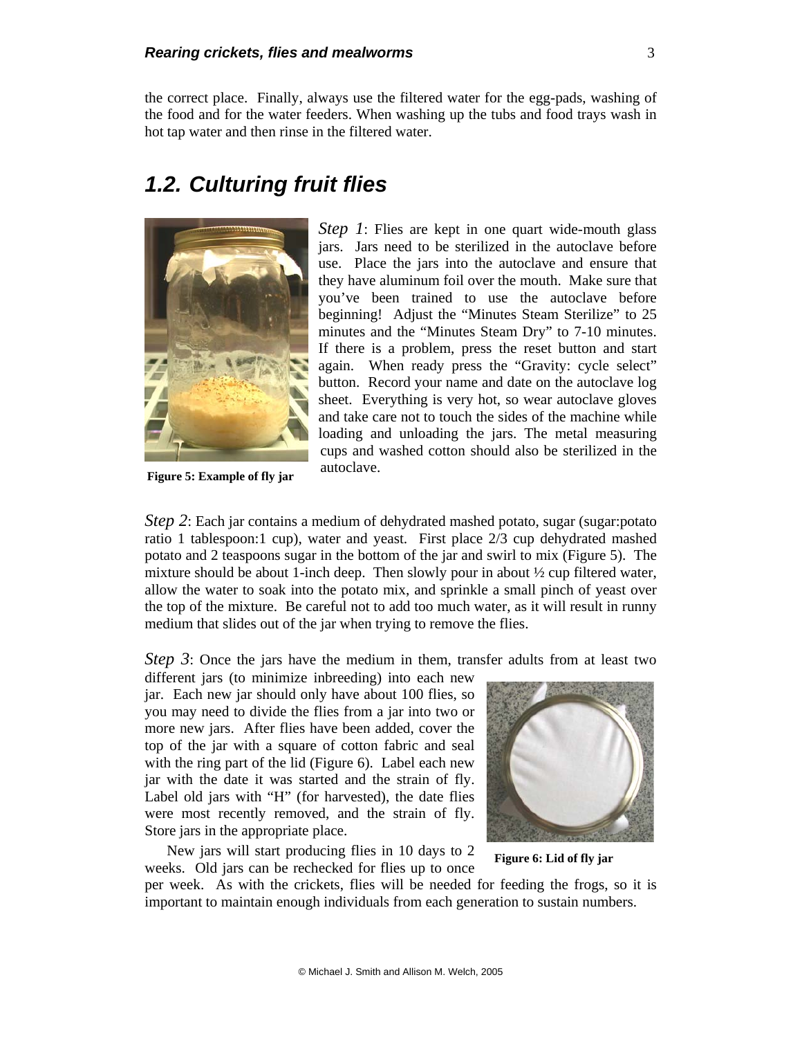the correct place. Finally, always use the filtered water for the egg-pads, washing of the food and for the water feeders. When washing up the tubs and food trays wash in hot tap water and then rinse in the filtered water.

## 1.2. Culturing fruit flies

*Step 1*: Flies are kept in one quart wide-mouth glass jars. Jars need to be sterilized in the autoclave before use. Place the jars into the autoclave and ensure that they have aluminum foil over the mouth. Make sure that you've been trained to use the autoclave before beginning! Adjust the "Minutes Steam Sterilize" to 25 minutes and the "Minutes Steam Dry" to 7-10 minutes. If there is a problem, press the reset button and start again. When ready press the "Gravity: cycle select" button. Record your name and date on the autoclave log sheet. Everything is very hot, so wear autoclave gloves and take care not to touch the sides of the machine while loading and unloading the jars. The metal measuring cups and washed cotton should also be sterilized in the autoclave.

**Figure 5: Example of fly jar**

*Step 2*: Each jar contains a medium of dehydrated mashed potato, sugar (sugar:potato ratio 1 tablespoon:1 cup), water and yeast. First place 2/3 cup dehydrated mashed potato and 2 teaspoons sugar in the bottom of the jar and swirl to mix (Figure 5). The mixture should be about 1-inch deep. Then slowly pour in about ½ cup filtered water, allow the water to soak into the potato mix, and sprinkle a small pinch of yeast over the top of the mixture. Be careful not to add too much water, as it will result in runny medium that slides out of the jar when trying to remove the flies.

*Step 3*: Once the jars have the medium in them, transfer adults from at least two different jars (to minimize inbreeding) into each new jar. Each new jar should only have about 100 flies, so you may need to divide the flies from a jar into two or more new jars. After flies have been added, cover the top of the jar with a square of cotton fabric and seal with the ring part of the lid (Figure 6). Label each new jar with the date it was started and the strain of fly. Label old jars with "H" (for harvested), the date flies were most recently removed, and the strain of fly. Store jars in the appropriate place.

**Figure 6: Lid of fly jar**

New jars will start producing flies in 10 days to 2 weeks. Old jars can be rechecked for flies up to once per week. As with the crickets, flies will be needed for feeding the frogs, so it is important to maintain enough individuals from each generation to sustain numbers.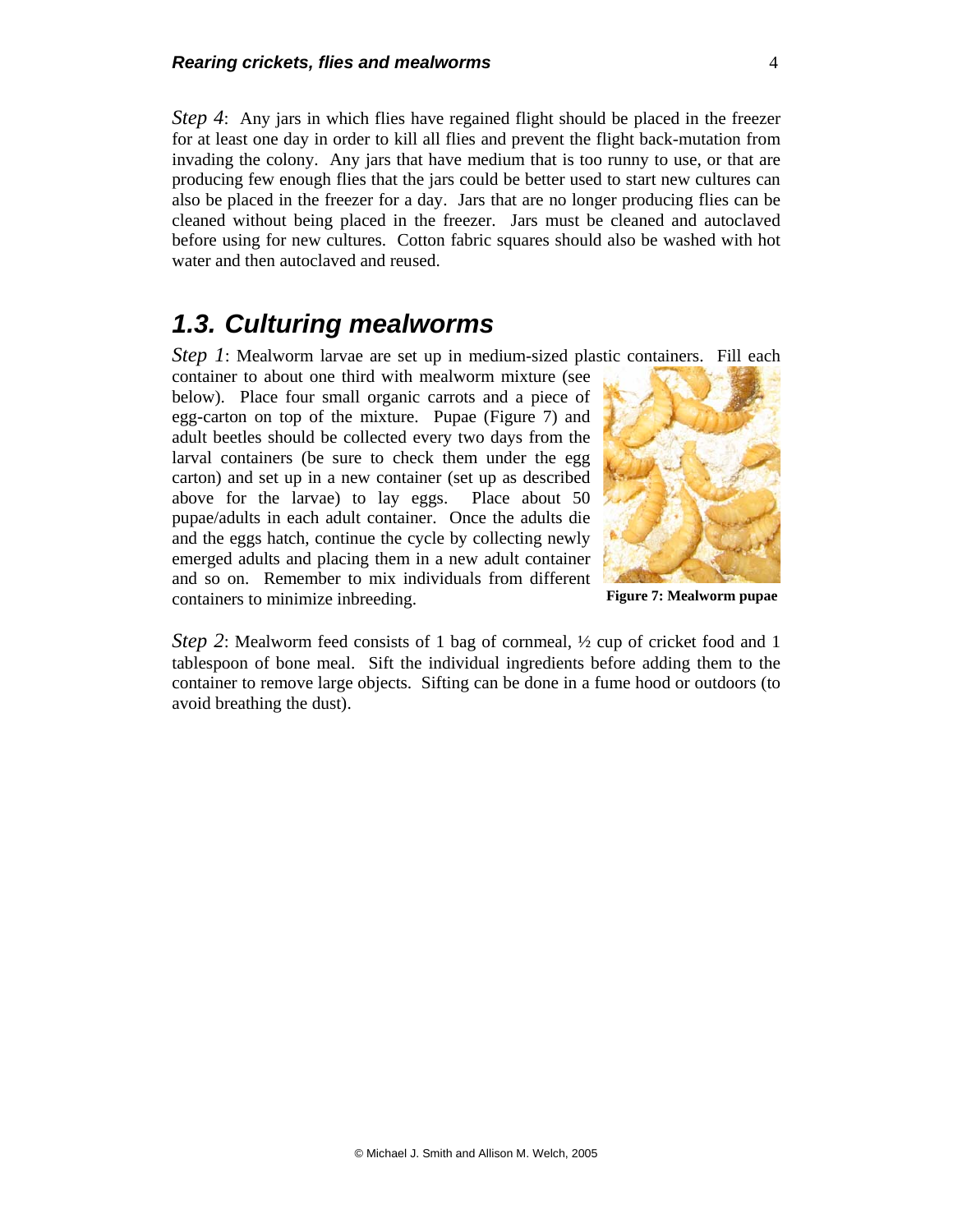*Step 4*: Any jars in which flies have regained flight should be placed in the freezer for at least one day in order to kill all flies and prevent the flight back-mutation from invading the colony. Any jars that have medium that is too runny to use, or that are producing few enough flies that the jars could be better used to start new cultures can also be placed in the freezer for a day. Jars that are no longer producing flies can be cleaned without being placed in the freezer. Jars must be cleaned and autoclaved before using for new cultures. Cotton fabric squares should also be washed with hot water and then autoclaved and reused.

## 1.3. Culturing mealworms

*Step 1*: Mealworm larvae are set up in medium-sized plastic containers. Fill each container to about one third with mealworm mixture (see below). Place four small organic carrots and a piece of egg-carton on top of the mixture. Pupae (Figure 7) and adult beetles should be collected every two days from the larval containers (be sure to check them under the egg carton) and set up in a new container (set up as described above for the larvae) to lay eggs. Place about 50 pupae/adults in each adult container. Once the adults die and the eggs hatch, continue the cycle by collecting newly emerged adults and placing them in a new adult container and so on. Remember to mix individuals from different containers to minimize inbreeding.

**Figure 7: Mealworm pupae**

*Step 2*: Mealworm feed consists of 1 bag of cornmeal, ½ cup of cricket food and 1 tablespoon of bone meal. Sift the individual ingredients before adding them to the container to remove large objects. Sifting can be done in a fume hood or outdoors (to avoid breathing the dust).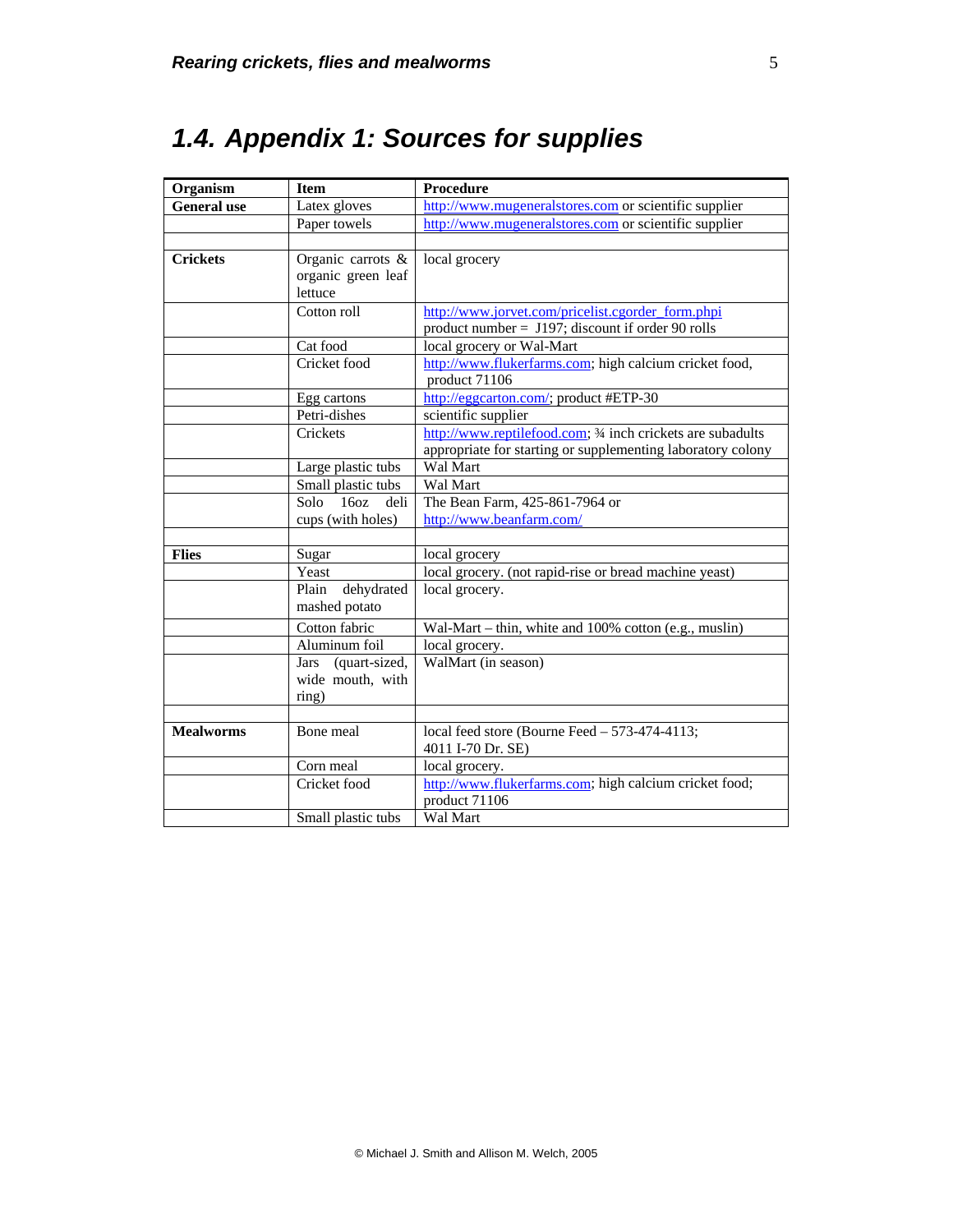## 1.4. Appendix 1: Sources for supplies

| Organism | Item | Procedure |
|---|---|---|
| **General use** | Latex gloves | http://www.mugeneralstores.com or scientific supplier |
| | Paper towels | http://www.mugeneralstores.com or scientific supplier |
| | | |
| **Crickets** | Organic carrots & organic green leaf lettuce | local grocery |
| | Cotton roll | http://www.jorvet.com/pricelist.cgorder_form.phpi product number = J197; discount if order 90 rolls |
| | Cat food | local grocery or Wal-Mart |
| | Cricket food | http://www.flukerfarms.com; high calcium cricket food, product 71106 |
| | Egg cartons | http://eggcarton.com/; product #ETP-30 |
| | Petri-dishes | scientific supplier |
| | Crickets | http://www.reptilefood.com; ¾ inch crickets are subadults appropriate for starting or supplementing laboratory colony |
| | Large plastic tubs | Wal Mart |
| | Small plastic tubs | Wal Mart |
| | Solo 16oz deli cups (with holes) | The Bean Farm, 425-861-7964 or http://www.beanfarm.com/ |
| | | |
| **Flies** | Sugar | local grocery |
| | Yeast | local grocery. (not rapid-rise or bread machine yeast) |
| | Plain dehydrated mashed potato | local grocery. |
| | Cotton fabric | Wal-Mart – thin, white and 100% cotton (e.g., muslin) |
| | Aluminum foil | local grocery. |
| | Jars (quart-sized, wide mouth, with ring) | WalMart (in season) |
| | | |
| **Mealworms** | Bone meal | local feed store (Bourne Feed – 573-474-4113; 4011 I-70 Dr. SE) |
| | Corn meal | local grocery. |
| | Cricket food | http://www.flukerfarms.com; high calcium cricket food; product 71106 |
| | Small plastic tubs | Wal Mart |

© Michael J. Smith and Allison M. Welch, 2005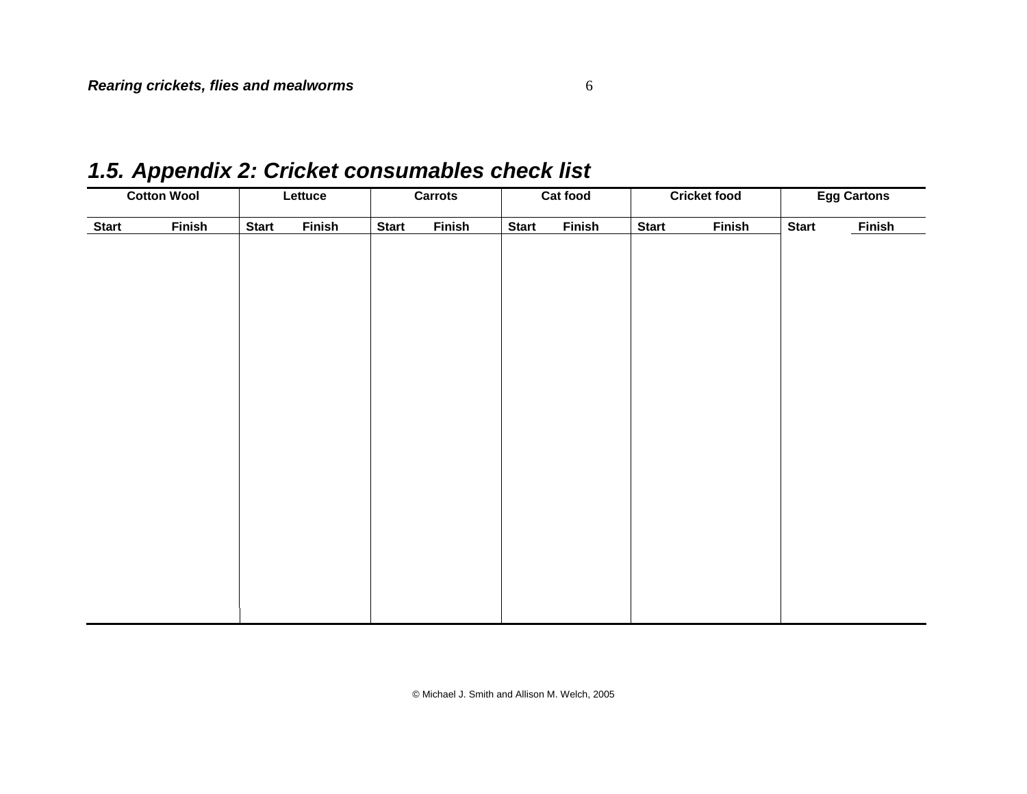## 1.5. Appendix 2: Cricket consumables check list

| Cotton Wool | | Lettuce | | Carrots | | Cat food | | Cricket food | | Egg Cartons | |
|---|---|---|---|---|---|---|---|---|---|---|---|
| Start | Finish | Start | Finish | Start | Finish | Start | Finish | Start | Finish | Start | Finish |
| | | | | | | | | | | | |

© Michael J. Smith and Allison M. Welch, 2005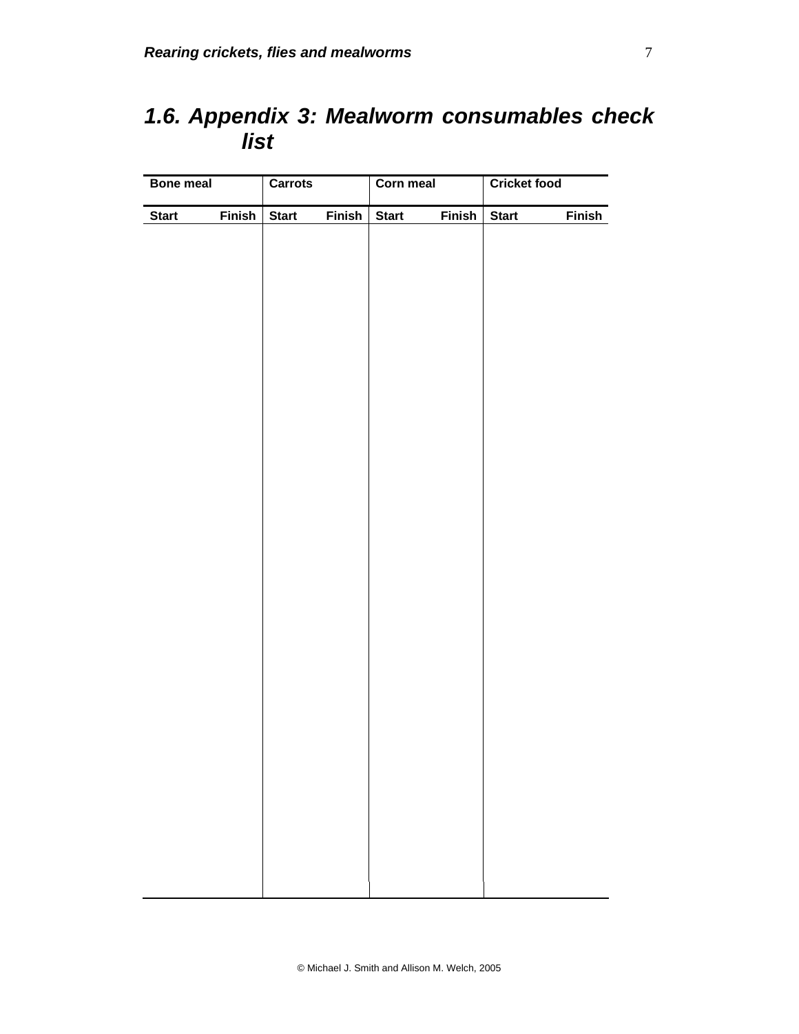## 1.6. Appendix 3: Mealworm consumables check list

| Bone meal | | Carrots | | Corn meal | | Cricket food | |
|---|---|---|---|---|---|---|---|
| Start | Finish | Start | Finish | Start | Finish | Start | Finish |
| | | | | | | | |

© Michael J. Smith and Allison M. Welch, 2005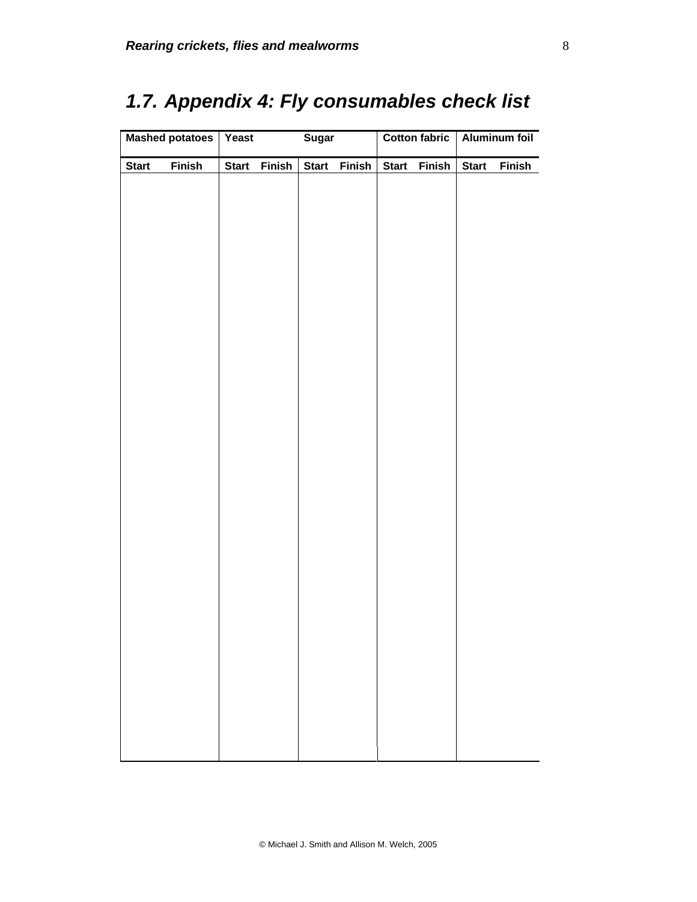# 1.7. Appendix 4: Fly consumables check list

| Mashed potatoes | | Yeast | | Sugar | | Cotton fabric | | Aluminum foil | |
|---|---|---|---|---|---|---|---|---|---|
| Start | Finish | Start | Finish | Start | Finish | Start | Finish | Start | Finish |
| | | | | | | | | | |

© Michael J. Smith and Allison M. Welch, 2005